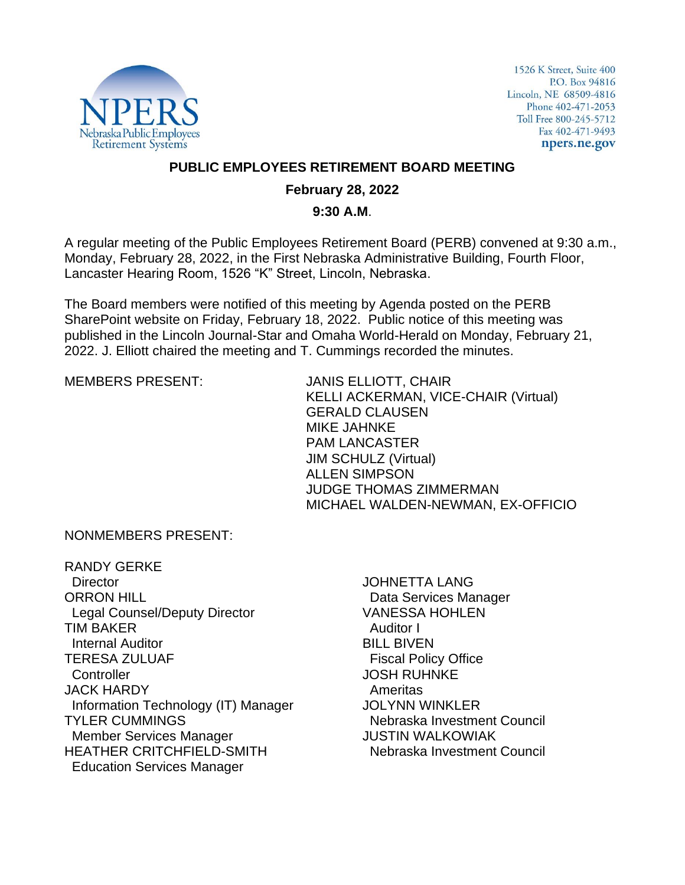1526 K Street, Suite 400
P.O. Box 94816
Lincoln, NE 68509-4816
Phone 402-471-2053
Toll Free 800-245-5712
Fax 402-471-9493
**npers.ne.gov**

# PUBLIC EMPLOYEES RETIREMENT BOARD MEETING

**February 28, 2022**

**9:30 A.M.**

A regular meeting of the Public Employees Retirement Board (PERB) convened at 9:30 a.m., Monday, February 28, 2022, in the First Nebraska Administrative Building, Fourth Floor, Lancaster Hearing Room, 1526 "K" Street, Lincoln, Nebraska.

The Board members were notified of this meeting by Agenda posted on the PERB SharePoint website on Friday, February 18, 2022. Public notice of this meeting was published in the Lincoln Journal-Star and Omaha World-Herald on Monday, February 21, 2022. J. Elliott chaired the meeting and T. Cummings recorded the minutes.

MEMBERS PRESENT:

JANIS ELLIOTT, CHAIR
KELLI ACKERMAN, VICE-CHAIR (Virtual)
GERALD CLAUSEN
MIKE JAHNKE
PAM LANCASTER
JIM SCHULZ (Virtual)
ALLEN SIMPSON
JUDGE THOMAS ZIMMERMAN
MICHAEL WALDEN-NEWMAN, EX-OFFICIO

NONMEMBERS PRESENT:

RANDY GERKE
Director
ORRON HILL
Legal Counsel/Deputy Director
TIM BAKER
Internal Auditor
TERESA ZULUAF
Controller
JACK HARDY
Information Technology (IT) Manager
TYLER CUMMINGS
Member Services Manager
HEATHER CRITCHFIELD-SMITH
Education Services Manager
JOHNETTA LANG
Data Services Manager
VANESSA HOHLEN
Auditor I
BILL BIVEN
Fiscal Policy Office
JOSH RUHNKE
Ameritas
JOLYNN WINKLER
Nebraska Investment Council
JUSTIN WALKOWIAK
Nebraska Investment Council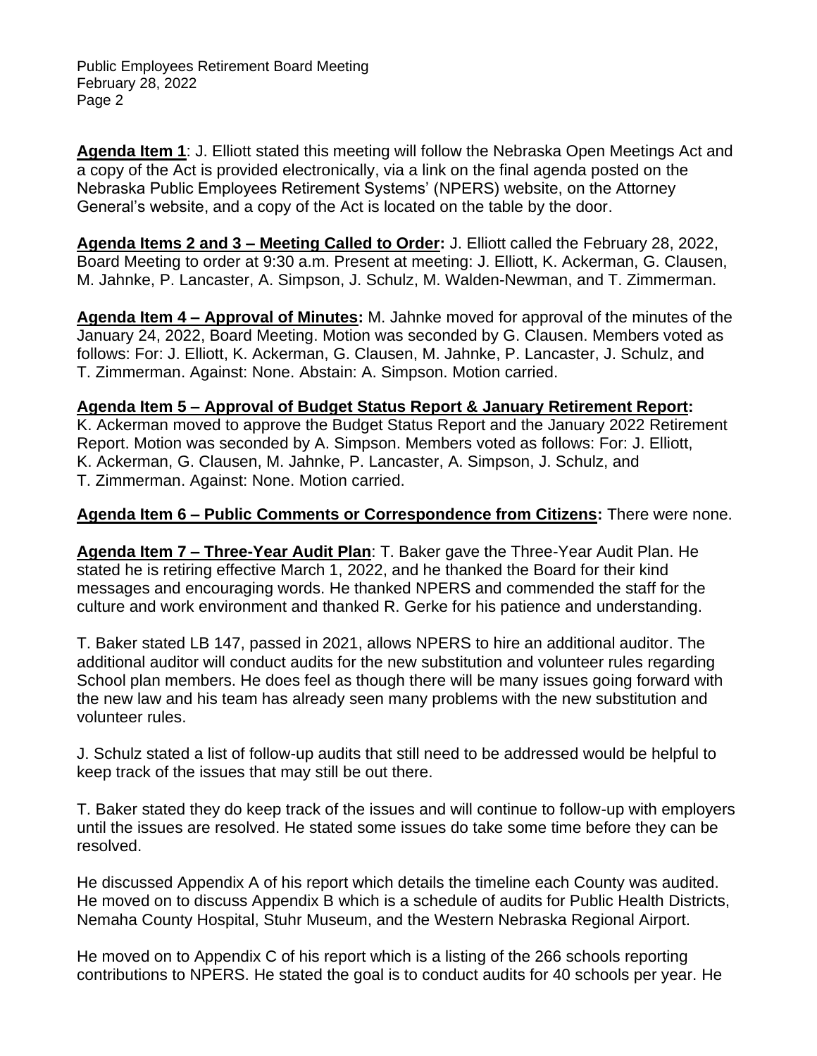**Agenda Item 1**: J. Elliott stated this meeting will follow the Nebraska Open Meetings Act and a copy of the Act is provided electronically, via a link on the final agenda posted on the Nebraska Public Employees Retirement Systems' (NPERS) website, on the Attorney General's website, and a copy of the Act is located on the table by the door.

**Agenda Items 2 and 3 – Meeting Called to Order:** J. Elliott called the February 28, 2022, Board Meeting to order at 9:30 a.m. Present at meeting: J. Elliott, K. Ackerman, G. Clausen, M. Jahnke, P. Lancaster, A. Simpson, J. Schulz, M. Walden-Newman, and T. Zimmerman.

**Agenda Item 4 – Approval of Minutes:** M. Jahnke moved for approval of the minutes of the January 24, 2022, Board Meeting. Motion was seconded by G. Clausen. Members voted as follows: For: J. Elliott, K. Ackerman, G. Clausen, M. Jahnke, P. Lancaster, J. Schulz, and T. Zimmerman. Against: None. Abstain: A. Simpson. Motion carried.

**Agenda Item 5 – Approval of Budget Status Report & January Retirement Report:** K. Ackerman moved to approve the Budget Status Report and the January 2022 Retirement Report. Motion was seconded by A. Simpson. Members voted as follows: For: J. Elliott, K. Ackerman, G. Clausen, M. Jahnke, P. Lancaster, A. Simpson, J. Schulz, and T. Zimmerman. Against: None. Motion carried.

**Agenda Item 6 – Public Comments or Correspondence from Citizens:** There were none.

**Agenda Item 7 – Three-Year Audit Plan**: T. Baker gave the Three-Year Audit Plan. He stated he is retiring effective March 1, 2022, and he thanked the Board for their kind messages and encouraging words. He thanked NPERS and commended the staff for the culture and work environment and thanked R. Gerke for his patience and understanding.

T. Baker stated LB 147, passed in 2021, allows NPERS to hire an additional auditor. The additional auditor will conduct audits for the new substitution and volunteer rules regarding School plan members. He does feel as though there will be many issues going forward with the new law and his team has already seen many problems with the new substitution and volunteer rules.

J. Schulz stated a list of follow-up audits that still need to be addressed would be helpful to keep track of the issues that may still be out there.

T. Baker stated they do keep track of the issues and will continue to follow-up with employers until the issues are resolved. He stated some issues do take some time before they can be resolved.

He discussed Appendix A of his report which details the timeline each County was audited. He moved on to discuss Appendix B which is a schedule of audits for Public Health Districts, Nemaha County Hospital, Stuhr Museum, and the Western Nebraska Regional Airport.

He moved on to Appendix C of his report which is a listing of the 266 schools reporting contributions to NPERS. He stated the goal is to conduct audits for 40 schools per year. He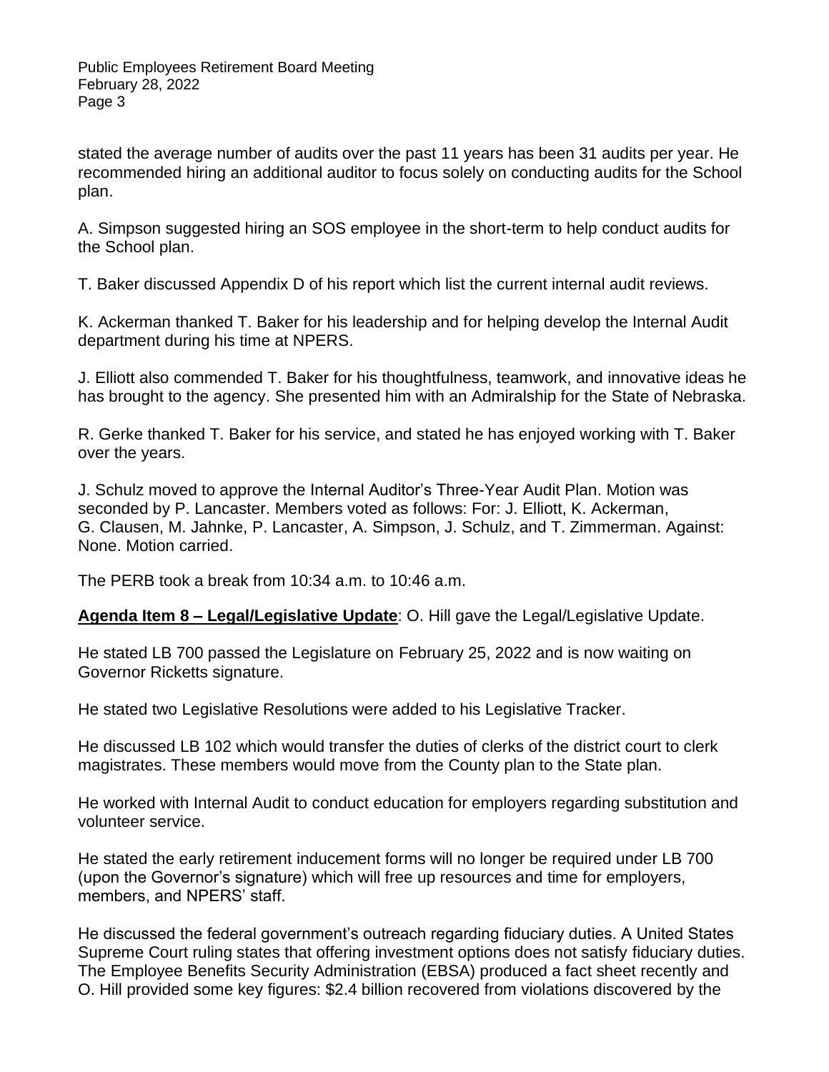stated the average number of audits over the past 11 years has been 31 audits per year. He recommended hiring an additional auditor to focus solely on conducting audits for the School plan.

A. Simpson suggested hiring an SOS employee in the short-term to help conduct audits for the School plan.

T. Baker discussed Appendix D of his report which list the current internal audit reviews.

K. Ackerman thanked T. Baker for his leadership and for helping develop the Internal Audit department during his time at NPERS.

J. Elliott also commended T. Baker for his thoughtfulness, teamwork, and innovative ideas he has brought to the agency. She presented him with an Admiralship for the State of Nebraska.

R. Gerke thanked T. Baker for his service, and stated he has enjoyed working with T. Baker over the years.

J. Schulz moved to approve the Internal Auditor's Three-Year Audit Plan. Motion was seconded by P. Lancaster. Members voted as follows: For: J. Elliott, K. Ackerman, G. Clausen, M. Jahnke, P. Lancaster, A. Simpson, J. Schulz, and T. Zimmerman. Against: None. Motion carried.

The PERB took a break from 10:34 a.m. to 10:46 a.m.

**Agenda Item 8 – Legal/Legislative Update**: O. Hill gave the Legal/Legislative Update.

He stated LB 700 passed the Legislature on February 25, 2022 and is now waiting on Governor Ricketts signature.

He stated two Legislative Resolutions were added to his Legislative Tracker.

He discussed LB 102 which would transfer the duties of clerks of the district court to clerk magistrates. These members would move from the County plan to the State plan.

He worked with Internal Audit to conduct education for employers regarding substitution and volunteer service.

He stated the early retirement inducement forms will no longer be required under LB 700 (upon the Governor's signature) which will free up resources and time for employers, members, and NPERS' staff.

He discussed the federal government's outreach regarding fiduciary duties. A United States Supreme Court ruling states that offering investment options does not satisfy fiduciary duties. The Employee Benefits Security Administration (EBSA) produced a fact sheet recently and O. Hill provided some key figures: $2.4 billion recovered from violations discovered by the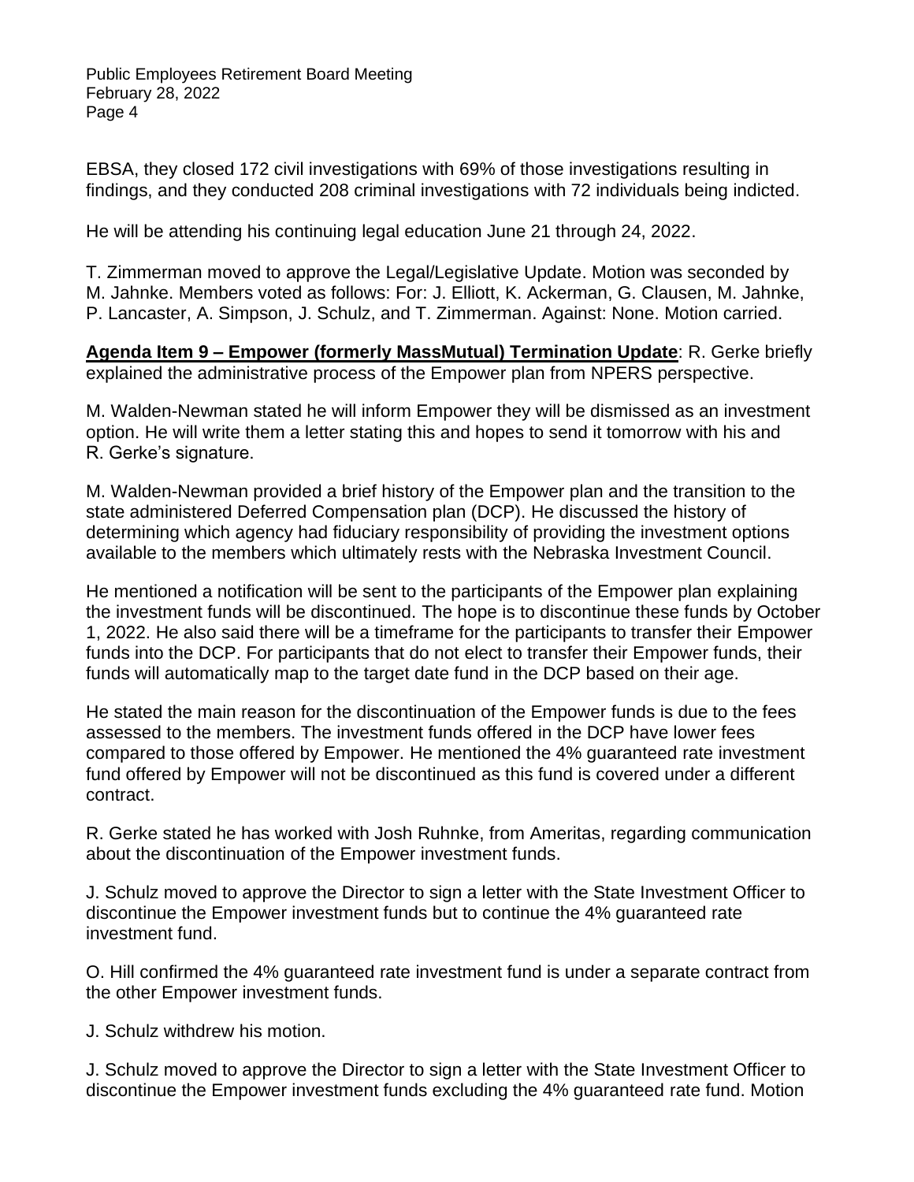EBSA, they closed 172 civil investigations with 69% of those investigations resulting in findings, and they conducted 208 criminal investigations with 72 individuals being indicted.

He will be attending his continuing legal education June 21 through 24, 2022.

T. Zimmerman moved to approve the Legal/Legislative Update. Motion was seconded by M. Jahnke. Members voted as follows: For: J. Elliott, K. Ackerman, G. Clausen, M. Jahnke, P. Lancaster, A. Simpson, J. Schulz, and T. Zimmerman. Against: None. Motion carried.

**Agenda Item 9 – Empower (formerly MassMutual) Termination Update**: R. Gerke briefly explained the administrative process of the Empower plan from NPERS perspective.

M. Walden-Newman stated he will inform Empower they will be dismissed as an investment option. He will write them a letter stating this and hopes to send it tomorrow with his and R. Gerke's signature.

M. Walden-Newman provided a brief history of the Empower plan and the transition to the state administered Deferred Compensation plan (DCP). He discussed the history of determining which agency had fiduciary responsibility of providing the investment options available to the members which ultimately rests with the Nebraska Investment Council.

He mentioned a notification will be sent to the participants of the Empower plan explaining the investment funds will be discontinued. The hope is to discontinue these funds by October 1, 2022. He also said there will be a timeframe for the participants to transfer their Empower funds into the DCP. For participants that do not elect to transfer their Empower funds, their funds will automatically map to the target date fund in the DCP based on their age.

He stated the main reason for the discontinuation of the Empower funds is due to the fees assessed to the members. The investment funds offered in the DCP have lower fees compared to those offered by Empower. He mentioned the 4% guaranteed rate investment fund offered by Empower will not be discontinued as this fund is covered under a different contract.

R. Gerke stated he has worked with Josh Ruhnke, from Ameritas, regarding communication about the discontinuation of the Empower investment funds.

J. Schulz moved to approve the Director to sign a letter with the State Investment Officer to discontinue the Empower investment funds but to continue the 4% guaranteed rate investment fund.

O. Hill confirmed the 4% guaranteed rate investment fund is under a separate contract from the other Empower investment funds.

J. Schulz withdrew his motion.

J. Schulz moved to approve the Director to sign a letter with the State Investment Officer to discontinue the Empower investment funds excluding the 4% guaranteed rate fund. Motion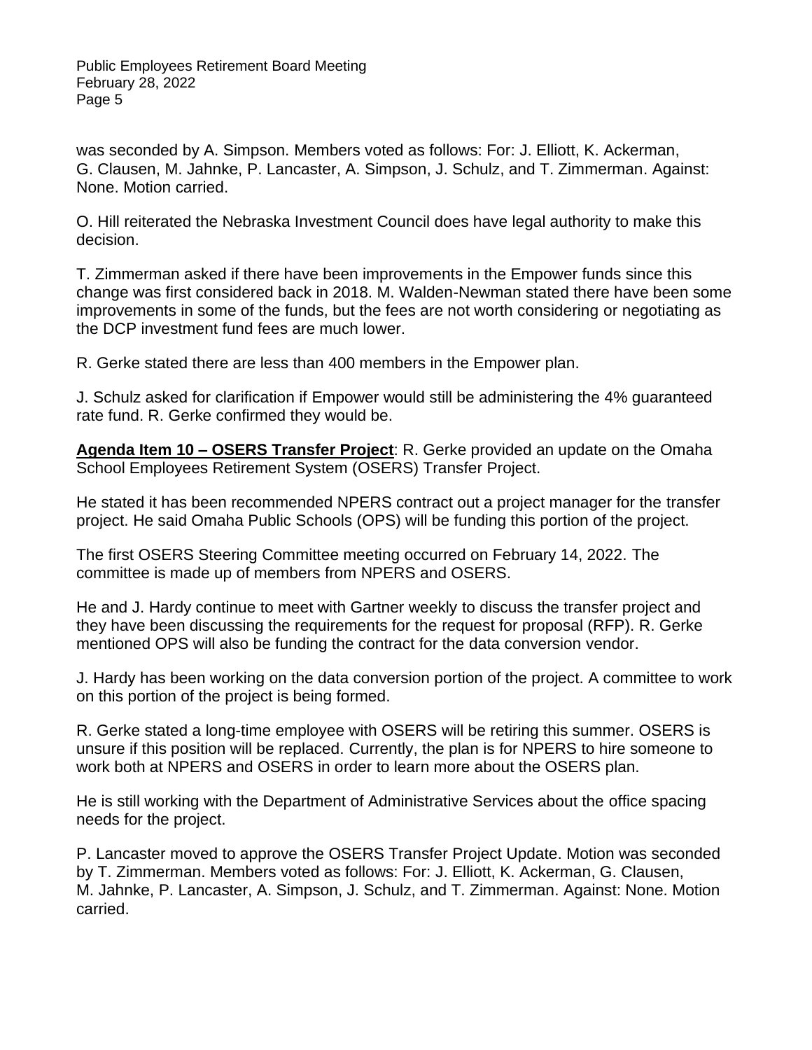was seconded by A. Simpson. Members voted as follows: For: J. Elliott, K. Ackerman, G. Clausen, M. Jahnke, P. Lancaster, A. Simpson, J. Schulz, and T. Zimmerman. Against: None. Motion carried.

O. Hill reiterated the Nebraska Investment Council does have legal authority to make this decision.

T. Zimmerman asked if there have been improvements in the Empower funds since this change was first considered back in 2018. M. Walden-Newman stated there have been some improvements in some of the funds, but the fees are not worth considering or negotiating as the DCP investment fund fees are much lower.

R. Gerke stated there are less than 400 members in the Empower plan.

J. Schulz asked for clarification if Empower would still be administering the 4% guaranteed rate fund. R. Gerke confirmed they would be.

**Agenda Item 10 – OSERS Transfer Project**: R. Gerke provided an update on the Omaha School Employees Retirement System (OSERS) Transfer Project.

He stated it has been recommended NPERS contract out a project manager for the transfer project. He said Omaha Public Schools (OPS) will be funding this portion of the project.

The first OSERS Steering Committee meeting occurred on February 14, 2022. The committee is made up of members from NPERS and OSERS.

He and J. Hardy continue to meet with Gartner weekly to discuss the transfer project and they have been discussing the requirements for the request for proposal (RFP). R. Gerke mentioned OPS will also be funding the contract for the data conversion vendor.

J. Hardy has been working on the data conversion portion of the project. A committee to work on this portion of the project is being formed.

R. Gerke stated a long-time employee with OSERS will be retiring this summer. OSERS is unsure if this position will be replaced. Currently, the plan is for NPERS to hire someone to work both at NPERS and OSERS in order to learn more about the OSERS plan.

He is still working with the Department of Administrative Services about the office spacing needs for the project.

P. Lancaster moved to approve the OSERS Transfer Project Update. Motion was seconded by T. Zimmerman. Members voted as follows: For: J. Elliott, K. Ackerman, G. Clausen, M. Jahnke, P. Lancaster, A. Simpson, J. Schulz, and T. Zimmerman. Against: None. Motion carried.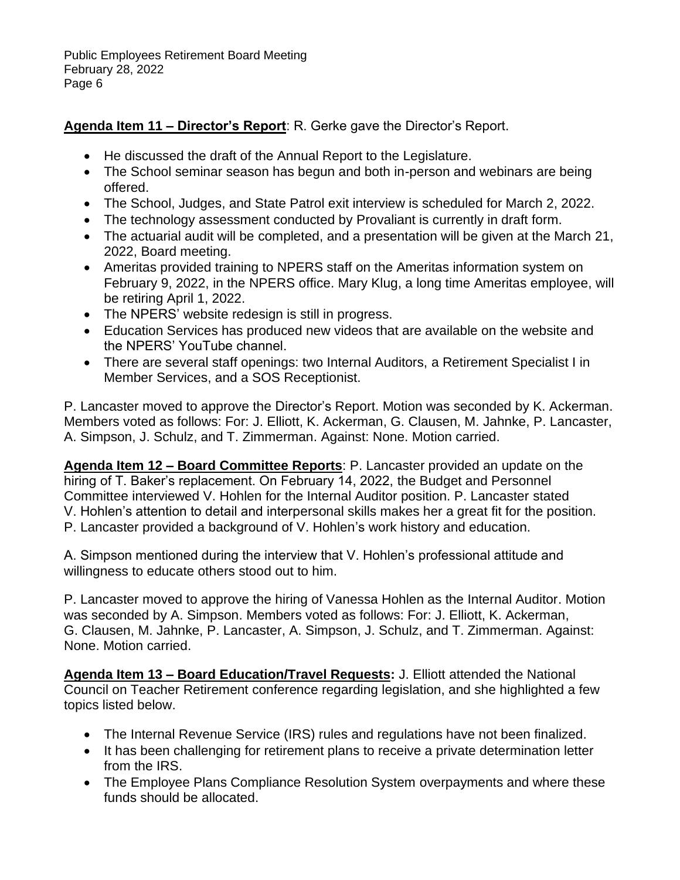**Agenda Item 11 – Director's Report**: R. Gerke gave the Director's Report.

- He discussed the draft of the Annual Report to the Legislature.
- The School seminar season has begun and both in-person and webinars are being offered.
- The School, Judges, and State Patrol exit interview is scheduled for March 2, 2022.
- The technology assessment conducted by Provaliant is currently in draft form.
- The actuarial audit will be completed, and a presentation will be given at the March 21, 2022, Board meeting.
- Ameritas provided training to NPERS staff on the Ameritas information system on February 9, 2022, in the NPERS office. Mary Klug, a long time Ameritas employee, will be retiring April 1, 2022.
- The NPERS' website redesign is still in progress.
- Education Services has produced new videos that are available on the website and the NPERS' YouTube channel.
- There are several staff openings: two Internal Auditors, a Retirement Specialist I in Member Services, and a SOS Receptionist.

P. Lancaster moved to approve the Director's Report. Motion was seconded by K. Ackerman. Members voted as follows: For: J. Elliott, K. Ackerman, G. Clausen, M. Jahnke, P. Lancaster, A. Simpson, J. Schulz, and T. Zimmerman. Against: None. Motion carried.

**Agenda Item 12 – Board Committee Reports**: P. Lancaster provided an update on the hiring of T. Baker's replacement. On February 14, 2022, the Budget and Personnel Committee interviewed V. Hohlen for the Internal Auditor position. P. Lancaster stated V. Hohlen's attention to detail and interpersonal skills makes her a great fit for the position. P. Lancaster provided a background of V. Hohlen's work history and education.

A. Simpson mentioned during the interview that V. Hohlen's professional attitude and willingness to educate others stood out to him.

P. Lancaster moved to approve the hiring of Vanessa Hohlen as the Internal Auditor. Motion was seconded by A. Simpson. Members voted as follows: For: J. Elliott, K. Ackerman, G. Clausen, M. Jahnke, P. Lancaster, A. Simpson, J. Schulz, and T. Zimmerman. Against: None. Motion carried.

**Agenda Item 13 – Board Education/Travel Requests:** J. Elliott attended the National Council on Teacher Retirement conference regarding legislation, and she highlighted a few topics listed below.

- The Internal Revenue Service (IRS) rules and regulations have not been finalized.
- It has been challenging for retirement plans to receive a private determination letter from the IRS.
- The Employee Plans Compliance Resolution System overpayments and where these funds should be allocated.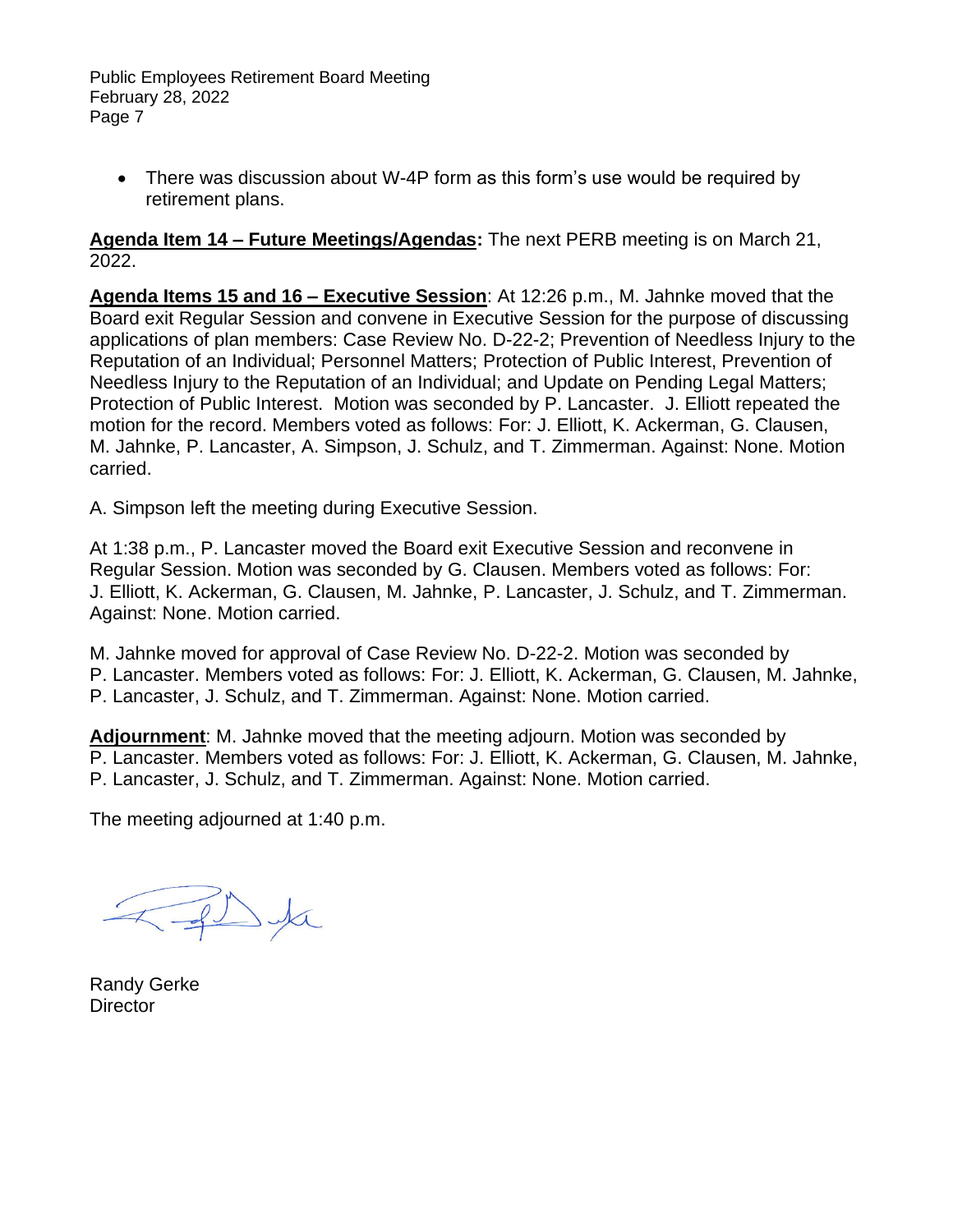- There was discussion about W-4P form as this form's use would be required by retirement plans.

**Agenda Item 14 – Future Meetings/Agendas:** The next PERB meeting is on March 21, 2022.

**Agenda Items 15 and 16 – Executive Session**: At 12:26 p.m., M. Jahnke moved that the Board exit Regular Session and convene in Executive Session for the purpose of discussing applications of plan members: Case Review No. D-22-2; Prevention of Needless Injury to the Reputation of an Individual; Personnel Matters; Protection of Public Interest, Prevention of Needless Injury to the Reputation of an Individual; and Update on Pending Legal Matters; Protection of Public Interest. Motion was seconded by P. Lancaster. J. Elliott repeated the motion for the record. Members voted as follows: For: J. Elliott, K. Ackerman, G. Clausen, M. Jahnke, P. Lancaster, A. Simpson, J. Schulz, and T. Zimmerman. Against: None. Motion carried.

A. Simpson left the meeting during Executive Session.

At 1:38 p.m., P. Lancaster moved the Board exit Executive Session and reconvene in Regular Session. Motion was seconded by G. Clausen. Members voted as follows: For: J. Elliott, K. Ackerman, G. Clausen, M. Jahnke, P. Lancaster, J. Schulz, and T. Zimmerman. Against: None. Motion carried.

M. Jahnke moved for approval of Case Review No. D-22-2. Motion was seconded by P. Lancaster. Members voted as follows: For: J. Elliott, K. Ackerman, G. Clausen, M. Jahnke, P. Lancaster, J. Schulz, and T. Zimmerman. Against: None. Motion carried.

**Adjournment**: M. Jahnke moved that the meeting adjourn. Motion was seconded by P. Lancaster. Members voted as follows: For: J. Elliott, K. Ackerman, G. Clausen, M. Jahnke, P. Lancaster, J. Schulz, and T. Zimmerman. Against: None. Motion carried.

The meeting adjourned at 1:40 p.m.

Randy Gerke
Director